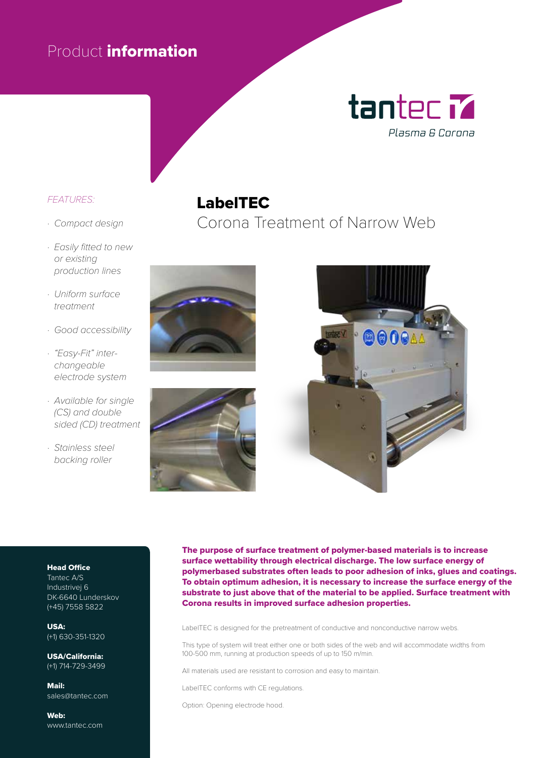Product **information**

tantec
*Plasma & Corona*

# LabelTEC

## Corona Treatment of Narrow Web

*FEATURES:*

- *Compact design*
- *Easily fitted to new or existing production lines*
- *Uniform surface treatment*
- *Good accessibility*
- *"Easy-Fit" inter-changeable electrode system*
- *Available for single (CS) and double sided (CD) treatment*
- *Stainless steel backing roller*

**The purpose of surface treatment of polymer-based materials is to increase surface wettability through electrical discharge. The low surface energy of polymerbased substrates often leads to poor adhesion of inks, glues and coatings. To obtain optimum adhesion, it is necessary to increase the surface energy of the substrate to just above that of the material to be applied. Surface treatment with Corona results in improved surface adhesion properties.**

LabelTEC is designed for the pretreatment of conductive and nonconductive narrow webs.

This type of system will treat either one or both sides of the web and will accommodate widths from 100-500 mm, running at production speeds of up to 150 m/min.

All materials used are resistant to corrosion and easy to maintain.

LabelTEC conforms with CE regulations.

Option: Opening electrode hood.

**Head Office**
Tantec A/S
Industrivej 6
DK-6640 Lunderskov
(+45) 7558 5822

**USA:**
(+1) 630-351-1320

**USA/California:**
(+1) 714-729-3499

**Mail:**
sales@tantec.com

**Web:**
www.tantec.com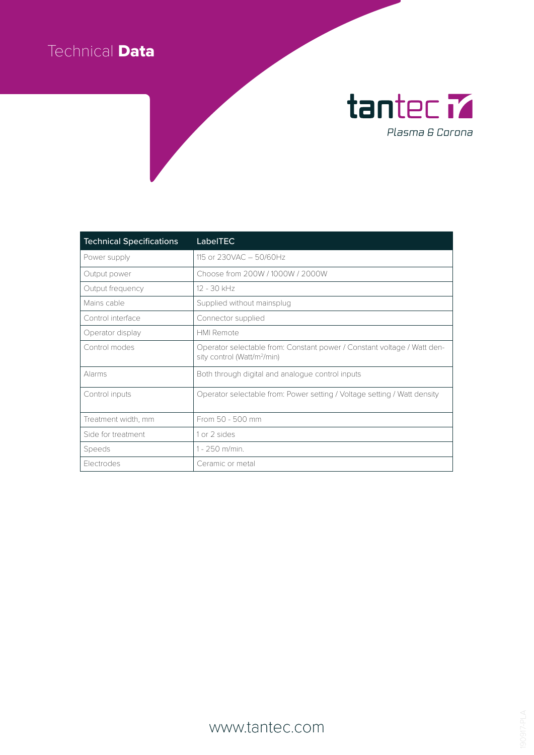# Technical **Data**

tantec

*Plasma & Corona*

| Technical Specifications | LabelTEC |
|---|---|
| Power supply | 115 or 230VAC – 50/60Hz |
| Output power | Choose from 200W / 1000W / 2000W |
| Output frequency | 12 - 30 kHz |
| Mains cable | Supplied without mainsplug |
| Control interface | Connector supplied |
| Operator display | HMI Remote |
| Control modes | Operator selectable from: Constant power / Constant voltage / Watt density control (Watt/m$^2$/min) |
| Alarms | Both through digital and analogue control inputs |
| Control inputs | Operator selectable from: Power setting / Voltage setting / Watt density |
| Treatment width, mm | From 50 - 500 mm |
| Side for treatment | 1 or 2 sides |
| Speeds | 1 - 250 m/min. |
| Electrodes | Ceramic or metal |

www.tantec.com

190917-PLA